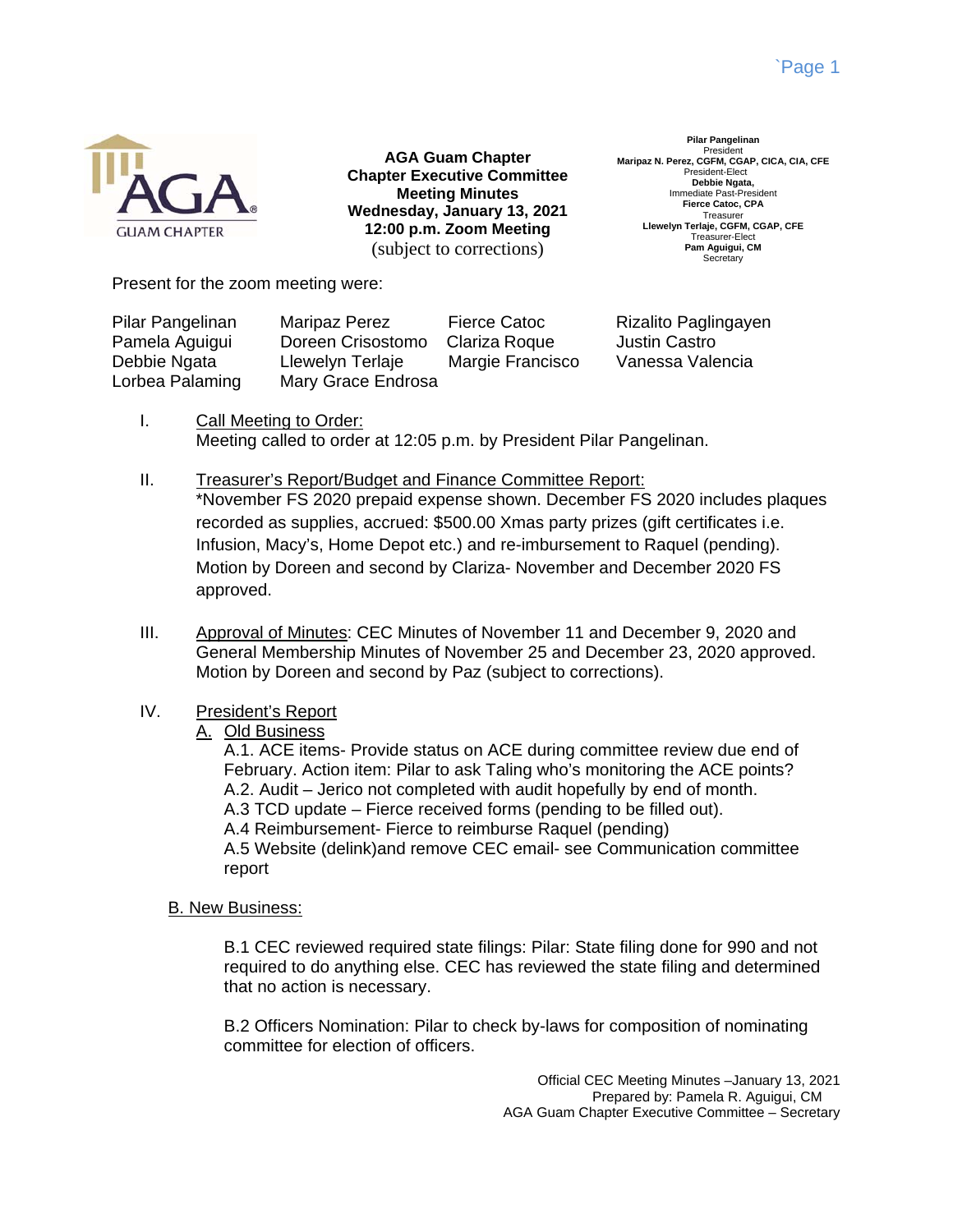**AGA Guam Chapter**
**Chapter Executive Committee**
**Meeting Minutes**
**Wednesday, January 13, 2021**
**12:00 p.m. Zoom Meeting**
(subject to corrections)

**Pilar Pangelinan**
President
**Maripaz N. Perez, CGFM, CGAP, CICA, CIA, CFE**
President-Elect
**Debbie Ngata,**
Immediate Past-President
**Fierce Catoc, CPA**
Treasurer
**Llewelyn Terlaje, CGFM, CGAP, CFE**
Treasurer-Elect
**Pam Aguigui, CM**
Secretary

Present for the zoom meeting were:

| | | | |
|---|---|---|---|
| Pilar Pangelinan | Maripaz Perez | Fierce Catoc | Rizalito Paglingayen |
| Pamela Aguigui | Doreen Crisostomo | Clariza Roque | Justin Castro |
| Debbie Ngata | Llewelyn Terlaje | Margie Francisco | Vanessa Valencia |
| Lorbea Palaming | Mary Grace Endrosa | | |

I. Call Meeting to Order:
Meeting called to order at 12:05 p.m. by President Pilar Pangelinan.

II. Treasurer's Report/Budget and Finance Committee Report:
*November FS 2020 prepaid expense shown. December FS 2020 includes plaques recorded as supplies, accrued: $500.00 Xmas party prizes (gift certificates i.e. Infusion, Macy's, Home Depot etc.) and re-imbursement to Raquel (pending). Motion by Doreen and second by Clariza- November and December 2020 FS approved.

III. Approval of Minutes: CEC Minutes of November 11 and December 9, 2020 and General Membership Minutes of November 25 and December 23, 2020 approved. Motion by Doreen and second by Paz (subject to corrections).

IV. President's Report

A. Old Business

A.1. ACE items- Provide status on ACE during committee review due end of February. Action item: Pilar to ask Taling who's monitoring the ACE points?
A.2. Audit – Jerico not completed with audit hopefully by end of month.
A.3 TCD update – Fierce received forms (pending to be filled out).
A.4 Reimbursement- Fierce to reimburse Raquel (pending)
A.5 Website (delink)and remove CEC email- see Communication committee report

B. New Business:

B.1 CEC reviewed required state filings: Pilar: State filing done for 990 and not required to do anything else. CEC has reviewed the state filing and determined that no action is necessary.

B.2 Officers Nomination: Pilar to check by-laws for composition of nominating committee for election of officers.

Official CEC Meeting Minutes –January 13, 2021
Prepared by: Pamela R. Aguigui, CM
AGA Guam Chapter Executive Committee – Secretary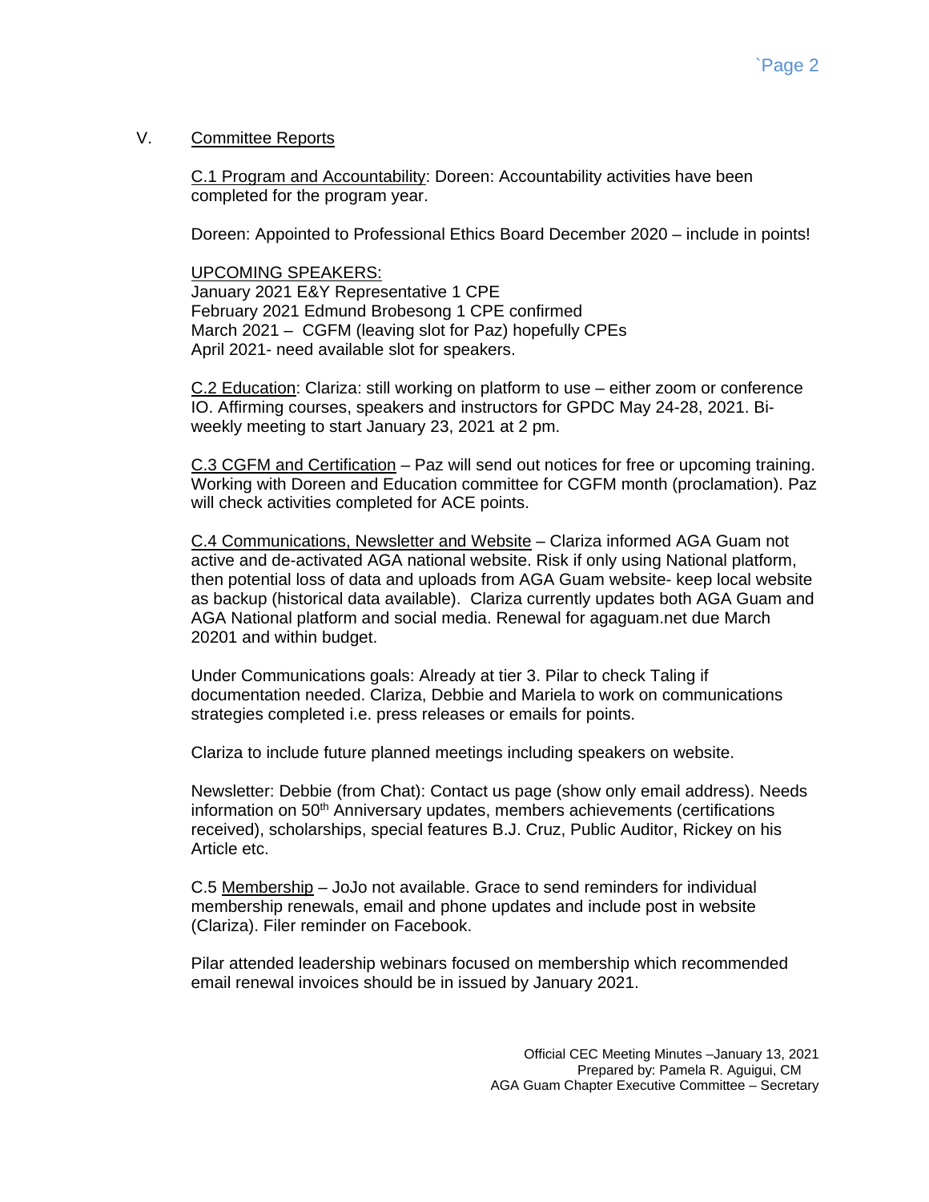## V. Committee Reports

C.1 Program and Accountability: Doreen: Accountability activities have been completed for the program year.

Doreen: Appointed to Professional Ethics Board December 2020 – include in points!

UPCOMING SPEAKERS:
January 2021 E&Y Representative 1 CPE
February 2021 Edmund Brobesong 1 CPE confirmed
March 2021 – CGFM (leaving slot for Paz) hopefully CPEs
April 2021- need available slot for speakers.

C.2 Education: Clariza: still working on platform to use – either zoom or conference IO. Affirming courses, speakers and instructors for GPDC May 24-28, 2021. Bi-weekly meeting to start January 23, 2021 at 2 pm.

C.3 CGFM and Certification – Paz will send out notices for free or upcoming training. Working with Doreen and Education committee for CGFM month (proclamation). Paz will check activities completed for ACE points.

C.4 Communications, Newsletter and Website – Clariza informed AGA Guam not active and de-activated AGA national website. Risk if only using National platform, then potential loss of data and uploads from AGA Guam website- keep local website as backup (historical data available). Clariza currently updates both AGA Guam and AGA National platform and social media. Renewal for agaguam.net due March 20201 and within budget.

Under Communications goals: Already at tier 3. Pilar to check Taling if documentation needed. Clariza, Debbie and Mariela to work on communications strategies completed i.e. press releases or emails for points.

Clariza to include future planned meetings including speakers on website.

Newsletter: Debbie (from Chat): Contact us page (show only email address). Needs information on 50th Anniversary updates, members achievements (certifications received), scholarships, special features B.J. Cruz, Public Auditor, Rickey on his Article etc.

C.5 Membership – JoJo not available. Grace to send reminders for individual membership renewals, email and phone updates and include post in website (Clariza). Filer reminder on Facebook.

Pilar attended leadership webinars focused on membership which recommended email renewal invoices should be in issued by January 2021.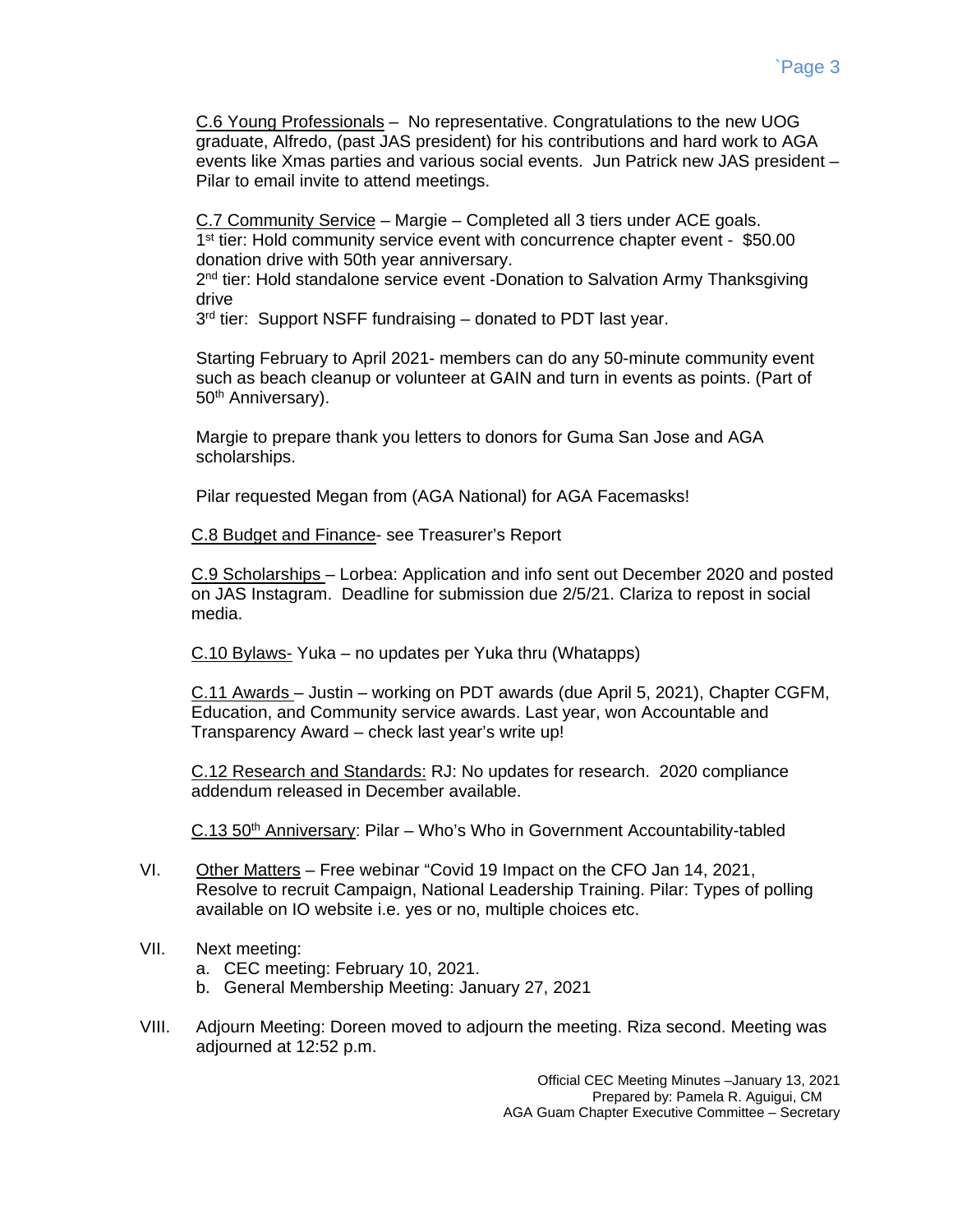C.6 Young Professionals – No representative. Congratulations to the new UOG graduate, Alfredo, (past JAS president) for his contributions and hard work to AGA events like Xmas parties and various social events. Jun Patrick new JAS president – Pilar to email invite to attend meetings.

C.7 Community Service – Margie – Completed all 3 tiers under ACE goals.
1st tier: Hold community service event with concurrence chapter event - $50.00 donation drive with 50th year anniversary.
2nd tier: Hold standalone service event -Donation to Salvation Army Thanksgiving drive
3rd tier: Support NSFF fundraising – donated to PDT last year.

Starting February to April 2021- members can do any 50-minute community event such as beach cleanup or volunteer at GAIN and turn in events as points. (Part of 50th Anniversary).

Margie to prepare thank you letters to donors for Guma San Jose and AGA scholarships.

Pilar requested Megan from (AGA National) for AGA Facemasks!

C.8 Budget and Finance- see Treasurer's Report

C.9 Scholarships – Lorbea: Application and info sent out December 2020 and posted on JAS Instagram. Deadline for submission due 2/5/21. Clariza to repost in social media.

C.10 Bylaws- Yuka – no updates per Yuka thru (Whatapps)

C.11 Awards – Justin – working on PDT awards (due April 5, 2021), Chapter CGFM, Education, and Community service awards. Last year, won Accountable and Transparency Award – check last year's write up!

C.12 Research and Standards: RJ: No updates for research. 2020 compliance addendum released in December available.

C.13 50th Anniversary: Pilar – Who's Who in Government Accountability-tabled

VI. Other Matters – Free webinar "Covid 19 Impact on the CFO Jan 14, 2021, Resolve to recruit Campaign, National Leadership Training. Pilar: Types of polling available on IO website i.e. yes or no, multiple choices etc.

VII. Next meeting:
   a. CEC meeting: February 10, 2021.
   b. General Membership Meeting: January 27, 2021

VIII. Adjourn Meeting: Doreen moved to adjourn the meeting. Riza second. Meeting was adjourned at 12:52 p.m.

Official CEC Meeting Minutes –January 13, 2021
Prepared by: Pamela R. Aguigui, CM
AGA Guam Chapter Executive Committee – Secretary